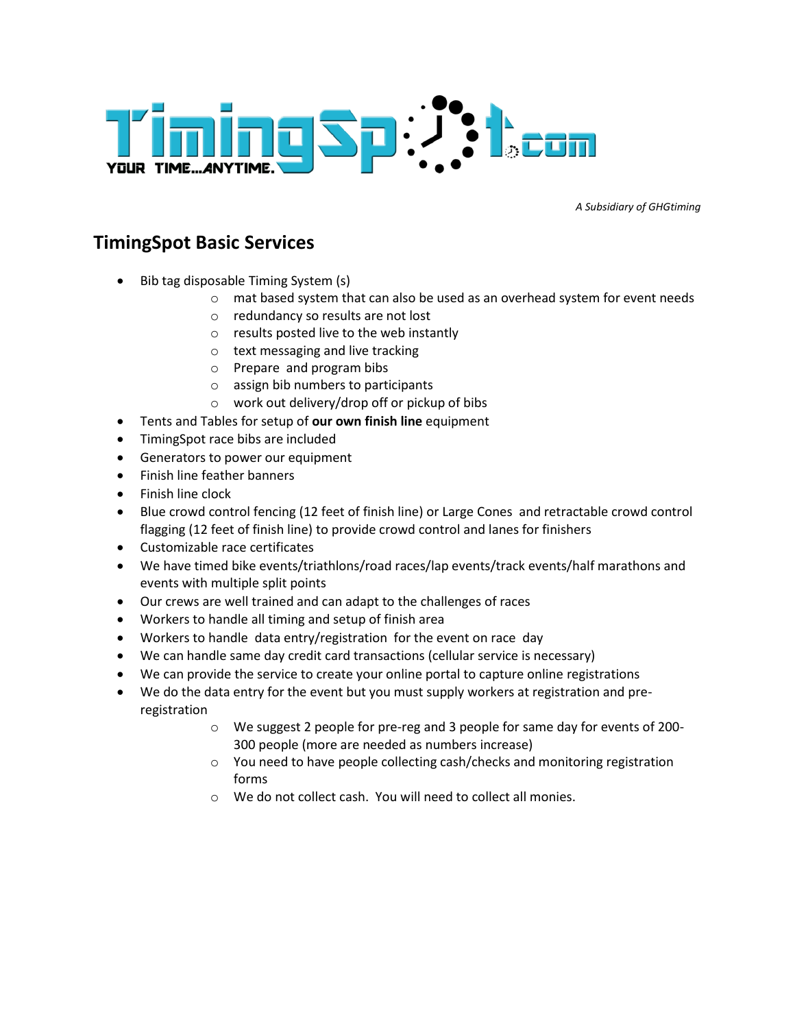TimingSpot.com

YOUR TIME...ANYTIME.

*A Subsidiary of GHGtiming*

## TimingSpot Basic Services

- Bib tag disposable Timing System (s)
  - mat based system that can also be used as an overhead system for event needs
  - redundancy so results are not lost
  - results posted live to the web instantly
  - text messaging and live tracking
  - Prepare and program bibs
  - assign bib numbers to participants
  - work out delivery/drop off or pickup of bibs
- Tents and Tables for setup of **our own finish line** equipment
- TimingSpot race bibs are included
- Generators to power our equipment
- Finish line feather banners
- Finish line clock
- Blue crowd control fencing (12 feet of finish line) or Large Cones and retractable crowd control flagging (12 feet of finish line) to provide crowd control and lanes for finishers
- Customizable race certificates
- We have timed bike events/triathlons/road races/lap events/track events/half marathons and events with multiple split points
- Our crews are well trained and can adapt to the challenges of races
- Workers to handle all timing and setup of finish area
- Workers to handle data entry/registration for the event on race day
- We can handle same day credit card transactions (cellular service is necessary)
- We can provide the service to create your online portal to capture online registrations
- We do the data entry for the event but you must supply workers at registration and pre-registration
  - We suggest 2 people for pre-reg and 3 people for same day for events of 200-300 people (more are needed as numbers increase)
  - You need to have people collecting cash/checks and monitoring registration forms
  - We do not collect cash. You will need to collect all monies.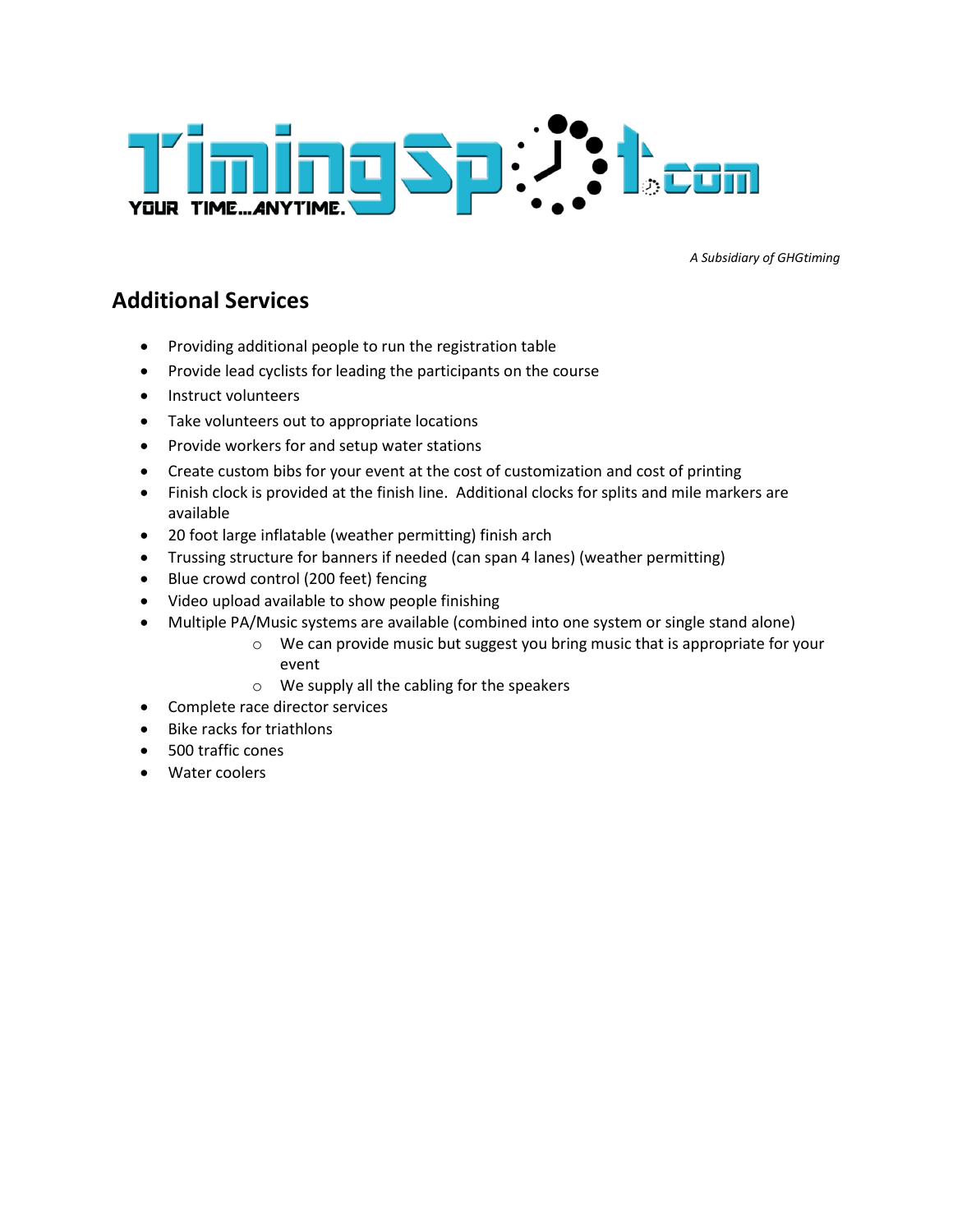*A Subsidiary of GHGtiming*

## Additional Services

- Providing additional people to run the registration table
- Provide lead cyclists for leading the participants on the course
- Instruct volunteers
- Take volunteers out to appropriate locations
- Provide workers for and setup water stations
- Create custom bibs for your event at the cost of customization and cost of printing
- Finish clock is provided at the finish line. Additional clocks for splits and mile markers are available
- 20 foot large inflatable (weather permitting) finish arch
- Trussing structure for banners if needed (can span 4 lanes) (weather permitting)
- Blue crowd control (200 feet) fencing
- Video upload available to show people finishing
- Multiple PA/Music systems are available (combined into one system or single stand alone)
    - We can provide music but suggest you bring music that is appropriate for your event
    - We supply all the cabling for the speakers
- Complete race director services
- Bike racks for triathlons
- 500 traffic cones
- Water coolers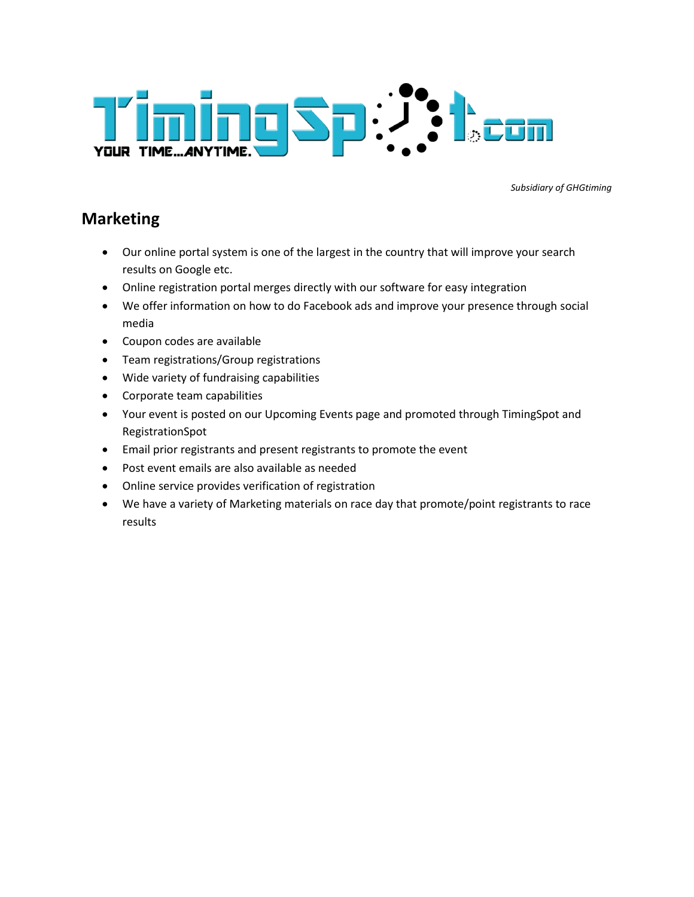TimingSpot.com

YOUR TIME...ANYTIME.

*Subsidiary of GHGtiming*

## Marketing

- Our online portal system is one of the largest in the country that will improve your search results on Google etc.
- Online registration portal merges directly with our software for easy integration
- We offer information on how to do Facebook ads and improve your presence through social media
- Coupon codes are available
- Team registrations/Group registrations
- Wide variety of fundraising capabilities
- Corporate team capabilities
- Your event is posted on our Upcoming Events page and promoted through TimingSpot and RegistrationSpot
- Email prior registrants and present registrants to promote the event
- Post event emails are also available as needed
- Online service provides verification of registration
- We have a variety of Marketing materials on race day that promote/point registrants to race results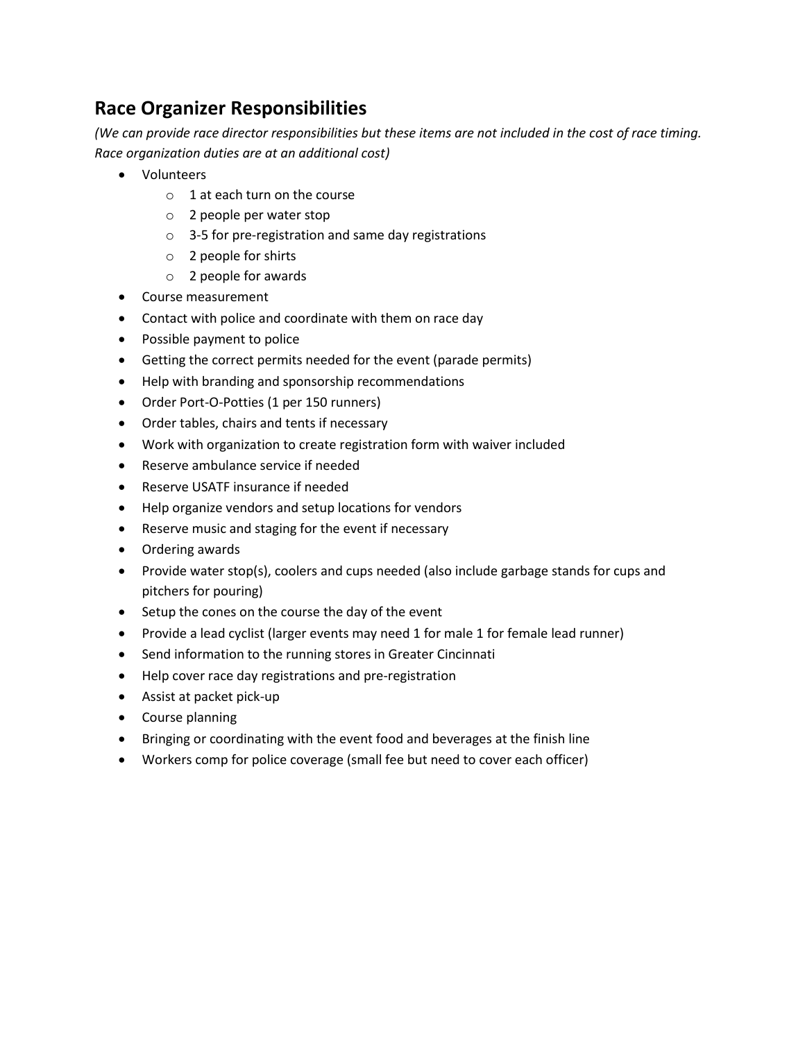## Race Organizer Responsibilities

*(We can provide race director responsibilities but these items are not included in the cost of race timing. Race organization duties are at an additional cost)*

- Volunteers
  - 1 at each turn on the course
  - 2 people per water stop
  - 3-5 for pre-registration and same day registrations
  - 2 people for shirts
  - 2 people for awards
- Course measurement
- Contact with police and coordinate with them on race day
- Possible payment to police
- Getting the correct permits needed for the event (parade permits)
- Help with branding and sponsorship recommendations
- Order Port-O-Potties (1 per 150 runners)
- Order tables, chairs and tents if necessary
- Work with organization to create registration form with waiver included
- Reserve ambulance service if needed
- Reserve USATF insurance if needed
- Help organize vendors and setup locations for vendors
- Reserve music and staging for the event if necessary
- Ordering awards
- Provide water stop(s), coolers and cups needed (also include garbage stands for cups and pitchers for pouring)
- Setup the cones on the course the day of the event
- Provide a lead cyclist (larger events may need 1 for male 1 for female lead runner)
- Send information to the running stores in Greater Cincinnati
- Help cover race day registrations and pre-registration
- Assist at packet pick-up
- Course planning
- Bringing or coordinating with the event food and beverages at the finish line
- Workers comp for police coverage (small fee but need to cover each officer)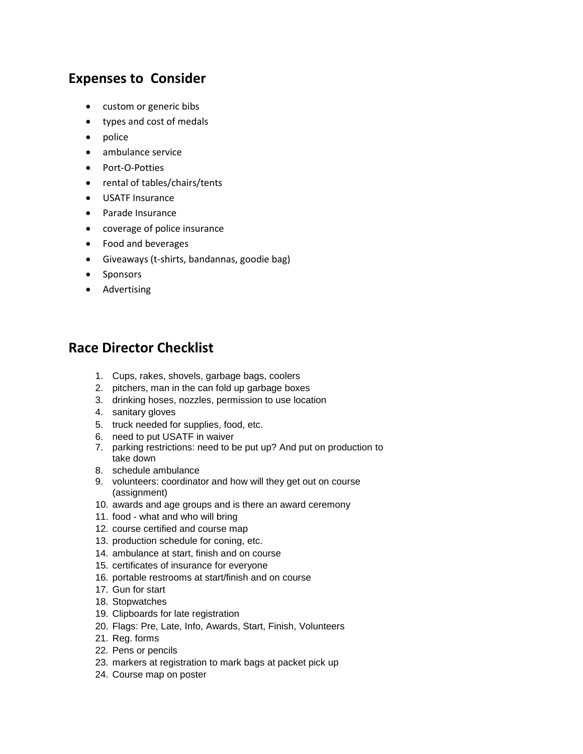## Expenses to Consider

- custom or generic bibs
- types and cost of medals
- police
- ambulance service
- Port-O-Potties
- rental of tables/chairs/tents
- USATF Insurance
- Parade Insurance
- coverage of police insurance
- Food and beverages
- Giveaways (t-shirts, bandannas, goodie bag)
- Sponsors
- Advertising

## Race Director Checklist

1. Cups, rakes, shovels, garbage bags, coolers
2. pitchers, man in the can fold up garbage boxes
3. drinking hoses, nozzles, permission to use location
4. sanitary gloves
5. truck needed for supplies, food, etc.
6. need to put USATF in waiver
7. parking restrictions: need to be put up? And put on production to take down
8. schedule ambulance
9. volunteers: coordinator and how will they get out on course (assignment)
10. awards and age groups and is there an award ceremony
11. food - what and who will bring
12. course certified and course map
13. production schedule for coning, etc.
14. ambulance at start, finish and on course
15. certificates of insurance for everyone
16. portable restrooms at start/finish and on course
17. Gun for start
18. Stopwatches
19. Clipboards for late registration
20. Flags: Pre, Late, Info, Awards, Start, Finish, Volunteers
21. Reg. forms
22. Pens or pencils
23. markers at registration to mark bags at packet pick up
24. Course map on poster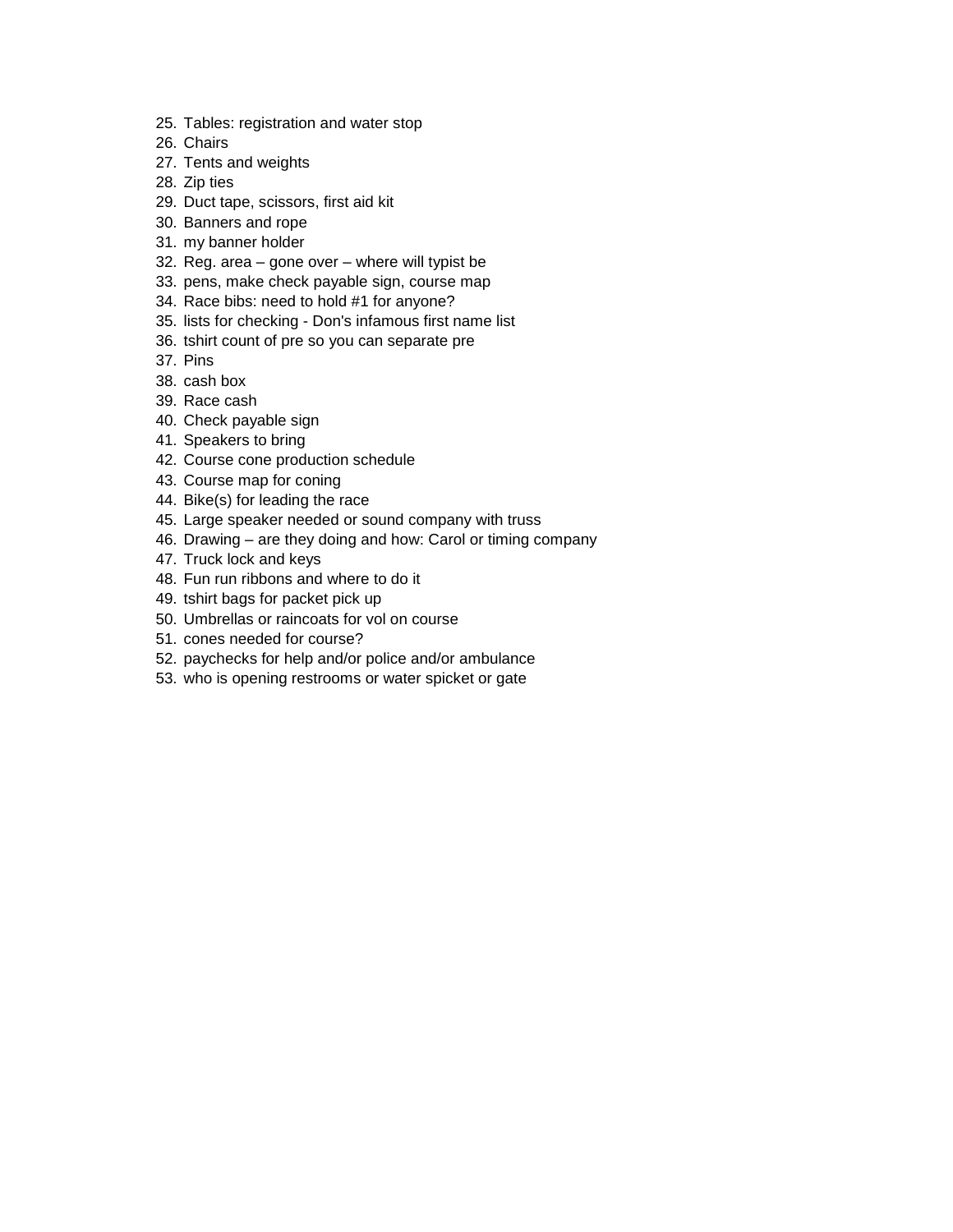25. Tables: registration and water stop
26. Chairs
27. Tents and weights
28. Zip ties
29. Duct tape, scissors, first aid kit
30. Banners and rope
31. my banner holder
32. Reg. area – gone over – where will typist be
33. pens, make check payable sign, course map
34. Race bibs: need to hold #1 for anyone?
35. lists for checking - Don's infamous first name list
36. tshirt count of pre so you can separate pre
37. Pins
38. cash box
39. Race cash
40. Check payable sign
41. Speakers to bring
42. Course cone production schedule
43. Course map for coning
44. Bike(s) for leading the race
45. Large speaker needed or sound company with truss
46. Drawing – are they doing and how: Carol or timing company
47. Truck lock and keys
48. Fun run ribbons and where to do it
49. tshirt bags for packet pick up
50. Umbrellas or raincoats for vol on course
51. cones needed for course?
52. paychecks for help and/or police and/or ambulance
53. who is opening restrooms or water spicket or gate